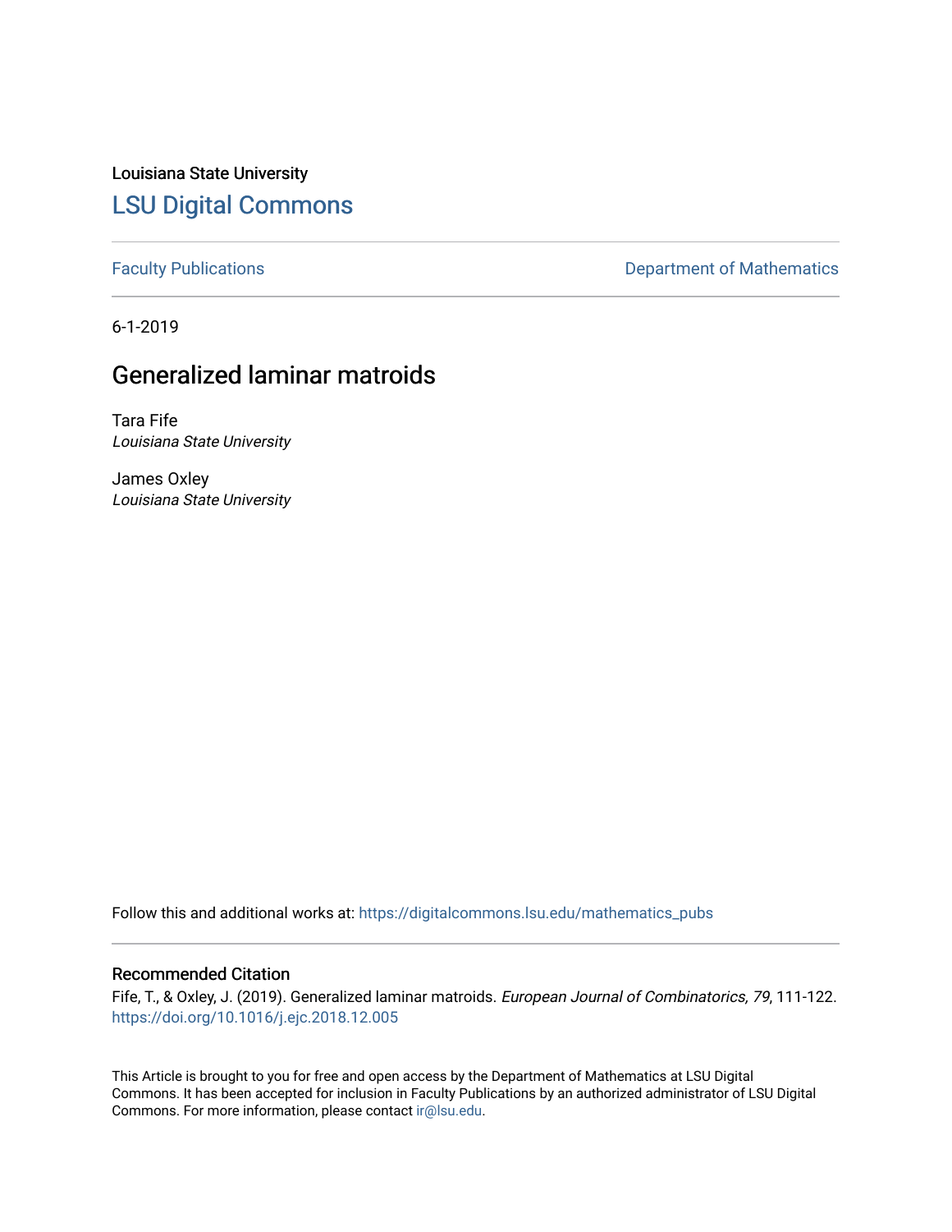Louisiana State University

# LSU Digital Commons

Faculty Publications | Department of Mathematics

6-1-2019

## Generalized laminar matroids

Tara Fife
*Louisiana State University*

James Oxley
*Louisiana State University*

Follow this and additional works at: https://digitalcommons.lsu.edu/mathematics_pubs

### Recommended Citation

Fife, T., & Oxley, J. (2019). Generalized laminar matroids. *European Journal of Combinatorics, 79*, 111-122. https://doi.org/10.1016/j.ejc.2018.12.005

This Article is brought to you for free and open access by the Department of Mathematics at LSU Digital Commons. It has been accepted for inclusion in Faculty Publications by an authorized administrator of LSU Digital Commons. For more information, please contact ir@lsu.edu.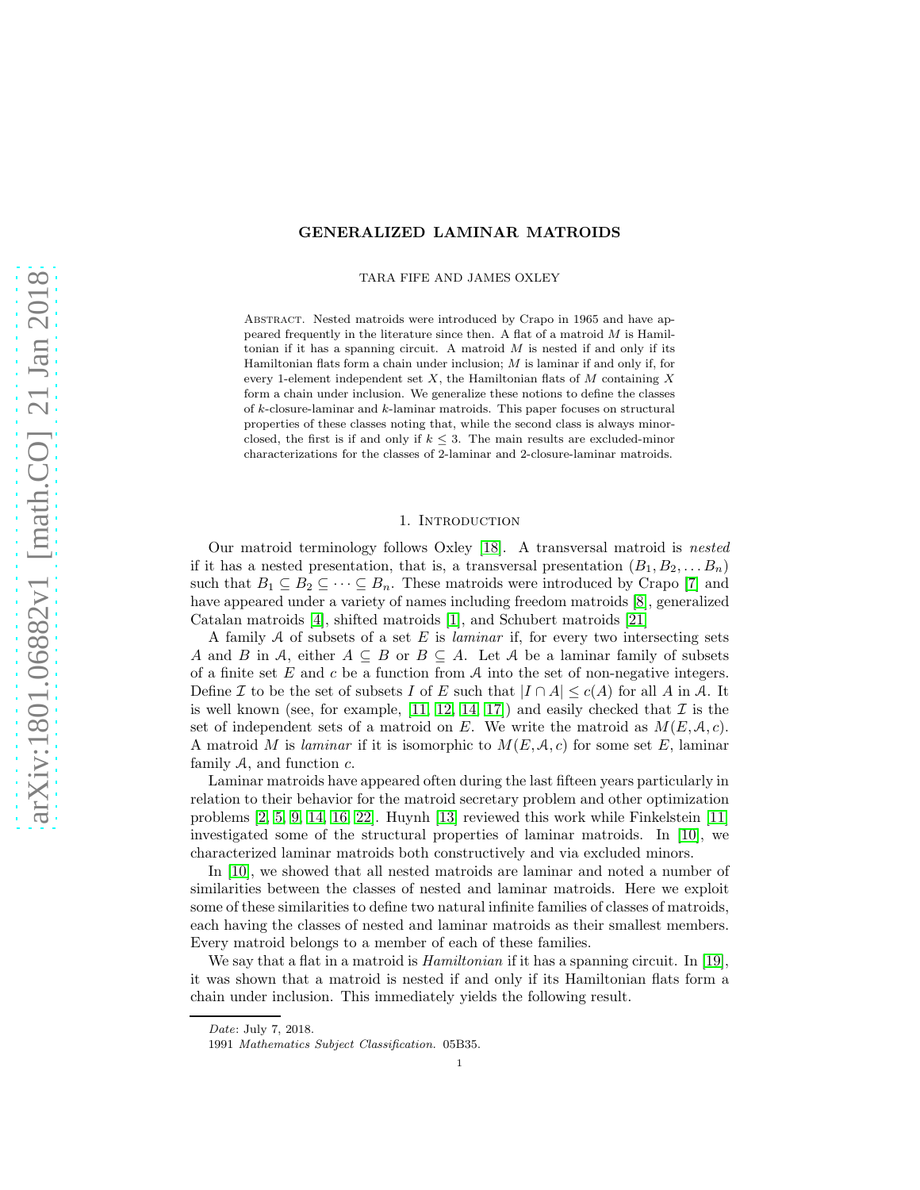# GENERALIZED LAMINAR MATROIDS

TARA FIFE AND JAMES OXLEY

Abstract. Nested matroids were introduced by Crapo in 1965 and have appeared frequently in the literature since then. A flat of a matroid $M$ is Hamiltonian if it has a spanning circuit. A matroid $M$ is nested if and only if its Hamiltonian flats form a chain under inclusion; $M$ is laminar if and only if, for every 1-element independent set $X$, the Hamiltonian flats of $M$ containing $X$ form a chain under inclusion. We generalize these notions to define the classes of $k$-closure-laminar and $k$-laminar matroids. This paper focuses on structural properties of these classes noting that, while the second class is always minor-closed, the first is if and only if $k \leq 3$. The main results are excluded-minor characterizations for the classes of 2-laminar and 2-closure-laminar matroids.

## 1. Introduction

Our matroid terminology follows Oxley [18]. A transversal matroid is *nested* if it has a nested presentation, that is, a transversal presentation $(B_1, B_2, \dots B_n)$ such that $B_1 \subseteq B_2 \subseteq \dots \subseteq B_n$. These matroids were introduced by Crapo [7] and have appeared under a variety of names including freedom matroids [8], generalized Catalan matroids [4], shifted matroids [1], and Schubert matroids [21]

A family $\mathcal{A}$ of subsets of a set $E$ is *laminar* if, for every two intersecting sets $A$ and $B$ in $\mathcal{A}$, either $A \subseteq B$ or $B \subseteq A$. Let $\mathcal{A}$ be a laminar family of subsets of a finite set $E$ and $c$ be a function from $\mathcal{A}$ into the set of non-negative integers. Define $\mathcal{I}$ to be the set of subsets $I$ of $E$ such that $|I \cap A| \leq c(A)$ for all $A$ in $\mathcal{A}$. It is well known (see, for example, [11, 12, 14, 17]) and easily checked that $\mathcal{I}$ is the set of independent sets of a matroid on $E$. We write the matroid as $M(E, \mathcal{A}, c)$. A matroid $M$ is *laminar* if it is isomorphic to $M(E, \mathcal{A}, c)$ for some set $E$, laminar family $\mathcal{A}$, and function $c$.

Laminar matroids have appeared often during the last fifteen years particularly in relation to their behavior for the matroid secretary problem and other optimization problems [2, 5, 9, 14, 16, 22]. Huynh [13] reviewed this work while Finkelstein [11] investigated some of the structural properties of laminar matroids. In [10], we characterized laminar matroids both constructively and via excluded minors.

In [10], we showed that all nested matroids are laminar and noted a number of similarities between the classes of nested and laminar matroids. Here we exploit some of these similarities to define two natural infinite families of classes of matroids, each having the classes of nested and laminar matroids as their smallest members. Every matroid belongs to a member of each of these families.

We say that a flat in a matroid is *Hamiltonian* if it has a spanning circuit. In [19], it was shown that a matroid is nested if and only if its Hamiltonian flats form a chain under inclusion. This immediately yields the following result.

*Date*: July 7, 2018.

1991 *Mathematics Subject Classification.* 05B35.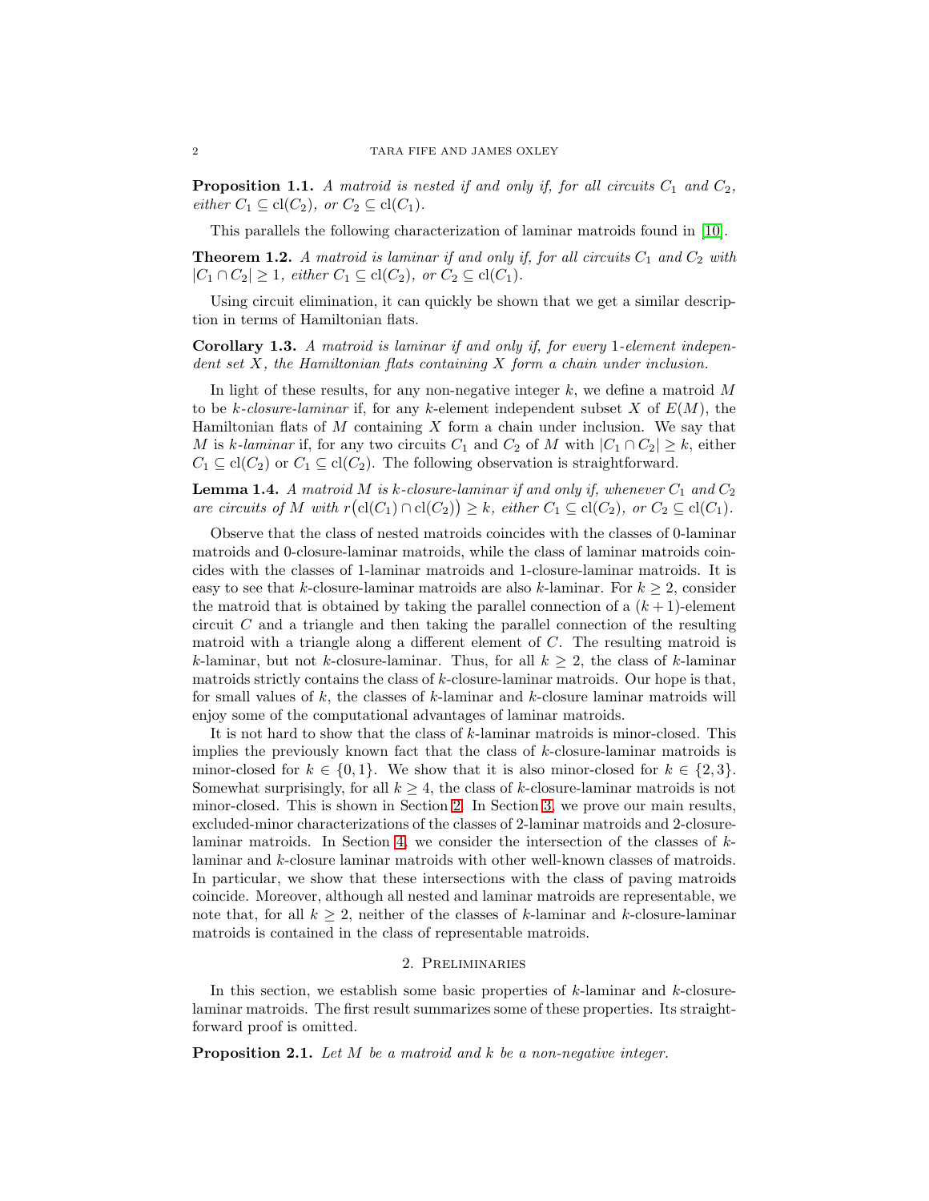**Proposition 1.1.** *A matroid is nested if and only if, for all circuits $C_1$ and $C_2$, either $C_1 \subseteq \mathrm{cl}(C_2)$, or $C_2 \subseteq \mathrm{cl}(C_1)$.*

This parallels the following characterization of laminar matroids found in [10].

**Theorem 1.2.** *A matroid is laminar if and only if, for all circuits $C_1$ and $C_2$ with $|C_1 \cap C_2| \geq 1$, either $C_1 \subseteq \mathrm{cl}(C_2)$, or $C_2 \subseteq \mathrm{cl}(C_1)$.*

Using circuit elimination, it can quickly be shown that we get a similar description in terms of Hamiltonian flats.

**Corollary 1.3.** *A matroid is laminar if and only if, for every 1-element independent set $X$, the Hamiltonian flats containing $X$ form a chain under inclusion.*

In light of these results, for any non-negative integer $k$, we define a matroid $M$ to be *$k$-closure-laminar* if, for any $k$-element independent subset $X$ of $E(M)$, the Hamiltonian flats of $M$ containing $X$ form a chain under inclusion. We say that $M$ is *$k$-laminar* if, for any two circuits $C_1$ and $C_2$ of $M$ with $|C_1 \cap C_2| \geq k$, either $C_1 \subseteq \mathrm{cl}(C_2)$ or $C_1 \subseteq \mathrm{cl}(C_2)$. The following observation is straightforward.

**Lemma 1.4.** *A matroid $M$ is $k$-closure-laminar if and only if, whenever $C_1$ and $C_2$ are circuits of $M$ with $r\big(\mathrm{cl}(C_1) \cap \mathrm{cl}(C_2)\big) \geq k$, either $C_1 \subseteq \mathrm{cl}(C_2)$, or $C_2 \subseteq \mathrm{cl}(C_1)$.*

Observe that the class of nested matroids coincides with the classes of 0-laminar matroids and 0-closure-laminar matroids, while the class of laminar matroids coincides with the classes of 1-laminar matroids and 1-closure-laminar matroids. It is easy to see that $k$-closure-laminar matroids are also $k$-laminar. For $k \geq 2$, consider the matroid that is obtained by taking the parallel connection of a $(k+1)$-element circuit $C$ and a triangle and then taking the parallel connection of the resulting matroid with a triangle along a different element of $C$. The resulting matroid is $k$-laminar, but not $k$-closure-laminar. Thus, for all $k \geq 2$, the class of $k$-laminar matroids strictly contains the class of $k$-closure-laminar matroids. Our hope is that, for small values of $k$, the classes of $k$-laminar and $k$-closure laminar matroids will enjoy some of the computational advantages of laminar matroids.

It is not hard to show that the class of $k$-laminar matroids is minor-closed. This implies the previously known fact that the class of $k$-closure-laminar matroids is minor-closed for $k \in \{0, 1\}$. We show that it is also minor-closed for $k \in \{2, 3\}$. Somewhat surprisingly, for all $k \geq 4$, the class of $k$-closure-laminar matroids is not minor-closed. This is shown in Section 2. In Section 3, we prove our main results, excluded-minor characterizations of the classes of 2-laminar matroids and 2-closure-laminar matroids. In Section 4, we consider the intersection of the classes of $k$-laminar and $k$-closure laminar matroids with other well-known classes of matroids. In particular, we show that these intersections with the class of paving matroids coincide. Moreover, although all nested and laminar matroids are representable, we note that, for all $k \geq 2$, neither of the classes of $k$-laminar and $k$-closure-laminar matroids is contained in the class of representable matroids.

## 2. Preliminaries

In this section, we establish some basic properties of $k$-laminar and $k$-closure-laminar matroids. The first result summarizes some of these properties. Its straightforward proof is omitted.

**Proposition 2.1.** *Let $M$ be a matroid and $k$ be a non-negative integer.*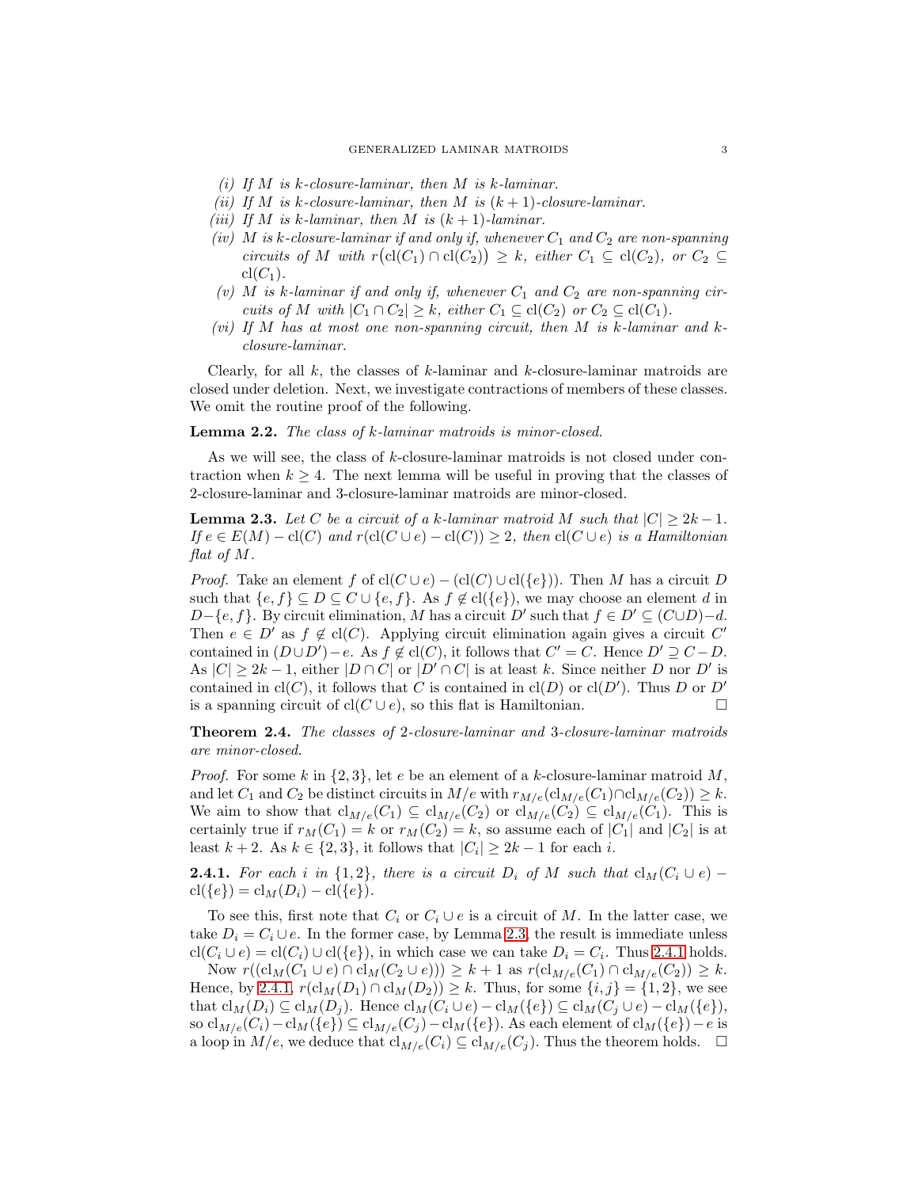(i) If $M$ is $k$-closure-laminar, then $M$ is $k$-laminar.
(ii) If $M$ is $k$-closure-laminar, then $M$ is $(k+1)$-closure-laminar.
(iii) If $M$ is $k$-laminar, then $M$ is $(k+1)$-laminar.
(iv) $M$ is $k$-closure-laminar if and only if, whenever $C_1$ and $C_2$ are non-spanning circuits of $M$ with $r\big(\mathrm{cl}(C_1) \cap \mathrm{cl}(C_2)\big) \geq k$, either $C_1 \subseteq \mathrm{cl}(C_2)$, or $C_2 \subseteq \mathrm{cl}(C_1)$.
(v) $M$ is $k$-laminar if and only if, whenever $C_1$ and $C_2$ are non-spanning circuits of $M$ with $|C_1 \cap C_2| \geq k$, either $C_1 \subseteq \mathrm{cl}(C_2)$ or $C_2 \subseteq \mathrm{cl}(C_1)$.
(vi) If $M$ has at most one non-spanning circuit, then $M$ is $k$-laminar and $k$-closure-laminar.

Clearly, for all $k$, the classes of $k$-laminar and $k$-closure-laminar matroids are closed under deletion. Next, we investigate contractions of members of these classes. We omit the routine proof of the following.

**Lemma 2.2.** *The class of $k$-laminar matroids is minor-closed.*

As we will see, the class of $k$-closure-laminar matroids is not closed under contraction when $k \geq 4$. The next lemma will be useful in proving that the classes of 2-closure-laminar and 3-closure-laminar matroids are minor-closed.

**Lemma 2.3.** *Let $C$ be a circuit of a $k$-laminar matroid $M$ such that $|C| \geq 2k-1$. If $e \in E(M) - \mathrm{cl}(C)$ and $r(\mathrm{cl}(C \cup e) - \mathrm{cl}(C)) \geq 2$, then $\mathrm{cl}(C \cup e)$ is a Hamiltonian flat of $M$.*

*Proof.* Take an element $f$ of $\mathrm{cl}(C \cup e) - (\mathrm{cl}(C) \cup \mathrm{cl}(\{e\}))$. Then $M$ has a circuit $D$ such that $\{e,f\} \subseteq D \subseteq C \cup \{e,f\}$. As $f \notin \mathrm{cl}(\{e\})$, we may choose an element $d$ in $D - \{e,f\}$. By circuit elimination, $M$ has a circuit $D'$ such that $f \in D' \subseteq (C \cup D) - d$. Then $e \in D'$ as $f \notin \mathrm{cl}(C)$. Applying circuit elimination again gives a circuit $C'$ contained in $(D \cup D') - e$. As $f \notin \mathrm{cl}(C)$, it follows that $C' = C$. Hence $D' \supseteq C - D$. As $|C| \geq 2k-1$, either $|D \cap C|$ or $|D' \cap C|$ is at least $k$. Since neither $D$ nor $D'$ is contained in $\mathrm{cl}(C)$, it follows that $C$ is contained in $\mathrm{cl}(D)$ or $\mathrm{cl}(D')$. Thus $D$ or $D'$ is a spanning circuit of $\mathrm{cl}(C \cup e)$, so this flat is Hamiltonian. $\square$

**Theorem 2.4.** *The classes of 2-closure-laminar and 3-closure-laminar matroids are minor-closed.*

*Proof.* For some $k$ in $\{2,3\}$, let $e$ be an element of a $k$-closure-laminar matroid $M$, and let $C_1$ and $C_2$ be distinct circuits in $M/e$ with $r_{M/e}(\mathrm{cl}_{M/e}(C_1) \cap \mathrm{cl}_{M/e}(C_2)) \geq k$. We aim to show that $\mathrm{cl}_{M/e}(C_1) \subseteq \mathrm{cl}_{M/e}(C_2)$ or $\mathrm{cl}_{M/e}(C_2) \subseteq \mathrm{cl}_{M/e}(C_1)$. This is certainly true if $r_M(C_1) = k$ or $r_M(C_2) = k$, so assume each of $|C_1|$ and $|C_2|$ is at least $k+2$. As $k \in \{2,3\}$, it follows that $|C_i| \geq 2k-1$ for each $i$.

**2.4.1.** *For each $i$ in $\{1,2\}$, there is a circuit $D_i$ of $M$ such that $\mathrm{cl}_M(C_i \cup e) - \mathrm{cl}(\{e\}) = \mathrm{cl}_M(D_i) - \mathrm{cl}(\{e\})$.*

To see this, first note that $C_i$ or $C_i \cup e$ is a circuit of $M$. In the latter case, we take $D_i = C_i \cup e$. In the former case, by Lemma 2.3, the result is immediate unless $\mathrm{cl}(C_i \cup e) = \mathrm{cl}(C_i) \cup \mathrm{cl}(\{e\})$, in which case we can take $D_i = C_i$. Thus 2.4.1 holds.

Now $r((\mathrm{cl}_M(C_1 \cup e) \cap \mathrm{cl}_M(C_2 \cup e))) \geq k+1$ as $r(\mathrm{cl}_{M/e}(C_1) \cap \mathrm{cl}_{M/e}(C_2)) \geq k$. Hence, by 2.4.1, $r(\mathrm{cl}_M(D_1) \cap \mathrm{cl}_M(D_2)) \geq k$. Thus, for some $\{i,j\} = \{1,2\}$, we see that $\mathrm{cl}_M(D_i) \subseteq \mathrm{cl}_M(D_j)$. Hence $\mathrm{cl}_M(C_i \cup e) - \mathrm{cl}_M(\{e\}) \subseteq \mathrm{cl}_M(C_j \cup e) - \mathrm{cl}_M(\{e\})$, so $\mathrm{cl}_{M/e}(C_i) - \mathrm{cl}_M(\{e\}) \subseteq \mathrm{cl}_{M/e}(C_j) - \mathrm{cl}_M(\{e\})$. As each element of $\mathrm{cl}_M(\{e\}) - e$ is a loop in $M/e$, we deduce that $\mathrm{cl}_{M/e}(C_i) \subseteq \mathrm{cl}_{M/e}(C_j)$. Thus the theorem holds. $\square$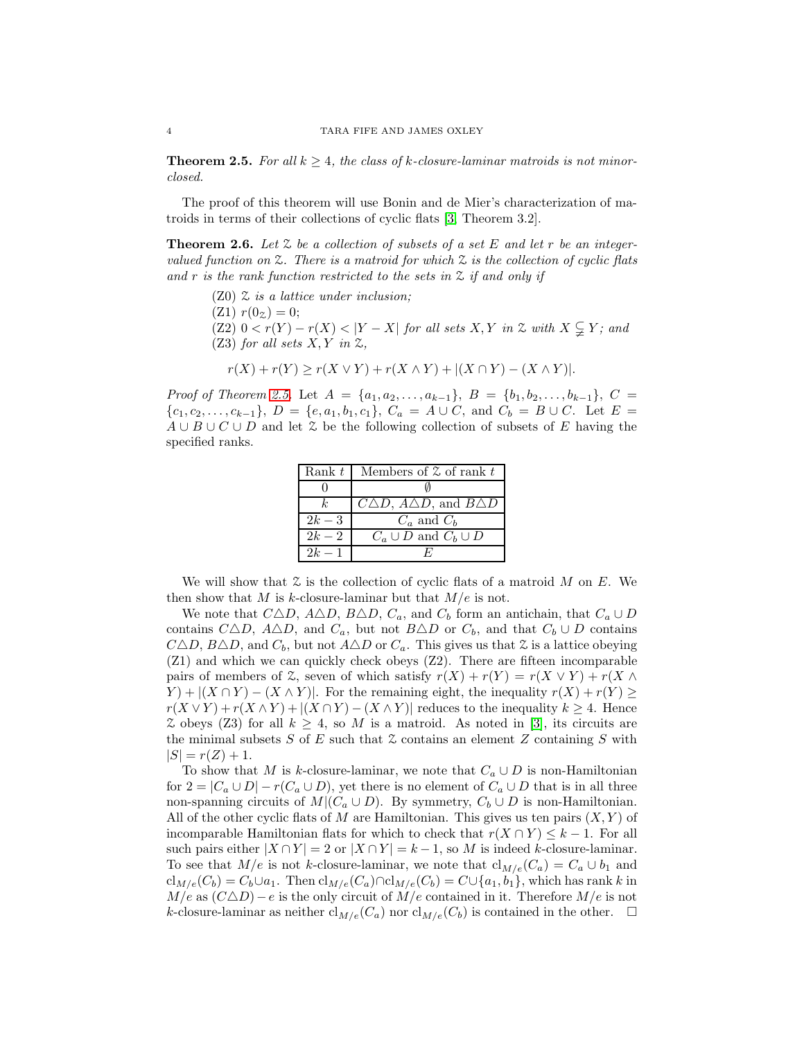**Theorem 2.5.** *For all $k \geq 4$, the class of $k$-closure-laminar matroids is not minor-closed.*

The proof of this theorem will use Bonin and de Mier's characterization of matroids in terms of their collections of cyclic flats [3, Theorem 3.2].

**Theorem 2.6.** *Let $\mathcal{Z}$ be a collection of subsets of a set $E$ and let $r$ be an integer-valued function on $\mathcal{Z}$. There is a matroid for which $\mathcal{Z}$ is the collection of cyclic flats and $r$ is the rank function restricted to the sets in $\mathcal{Z}$ if and only if*

- (Z0) *$\mathcal{Z}$ is a lattice under inclusion;*
- (Z1) *$r(0_{\mathcal{Z}}) = 0$;*
- (Z2) *$0 < r(Y) - r(X) < |Y - X|$ for all sets $X, Y$ in $\mathcal{Z}$ with $X \subsetneq Y$; and*
- (Z3) *for all sets $X, Y$ in $\mathcal{Z}$,*

$$r(X) + r(Y) \geq r(X \vee Y) + r(X \wedge Y) + |(X \cap Y) - (X \wedge Y)|.$$

*Proof of Theorem 2.5.* Let $A = \{a_1, a_2, \dots, a_{k-1}\}$, $B = \{b_1, b_2, \dots, b_{k-1}\}$, $C = \{c_1, c_2, \dots, c_{k-1}\}$, $D = \{e, a_1, b_1, c_1\}$, $C_a = A \cup C$, and $C_b = B \cup C$. Let $E = A \cup B \cup C \cup D$ and let $\mathcal{Z}$ be the following collection of subsets of $E$ having the specified ranks.

| Rank $t$ | Members of $\mathcal{Z}$ of rank $t$ |
|---|---|
| $0$ | $\emptyset$ |
| $k$ | $C \triangle D$, $A \triangle D$, and $B \triangle D$ |
| $2k-3$ | $C_a$ and $C_b$ |
| $2k-2$ | $C_a \cup D$ and $C_b \cup D$ |
| $2k-1$ | $E$ |

We will show that $\mathcal{Z}$ is the collection of cyclic flats of a matroid $M$ on $E$. We then show that $M$ is $k$-closure-laminar but that $M/e$ is not.

We note that $C \triangle D$, $A \triangle D$, $B \triangle D$, $C_a$, and $C_b$ form an antichain, that $C_a \cup D$ contains $C \triangle D$, $A \triangle D$, and $C_a$, but not $B \triangle D$ or $C_b$, and that $C_b \cup D$ contains $C \triangle D$, $B \triangle D$, and $C_b$, but not $A \triangle D$ or $C_a$. This gives us that $\mathcal{Z}$ is a lattice obeying (Z1) and which we can quickly check obeys (Z2). There are fifteen incomparable pairs of members of $\mathcal{Z}$, seven of which satisfy $r(X) + r(Y) = r(X \vee Y) + r(X \wedge Y) + |(X \cap Y) - (X \wedge Y)|$. For the remaining eight, the inequality $r(X) + r(Y) \geq r(X \vee Y) + r(X \wedge Y) + |(X \cap Y) - (X \wedge Y)|$ reduces to the inequality $k \geq 4$. Hence $\mathcal{Z}$ obeys (Z3) for all $k \geq 4$, so $M$ is a matroid. As noted in [3], its circuits are the minimal subsets $S$ of $E$ such that $\mathcal{Z}$ contains an element $Z$ containing $S$ with $|S| = r(Z) + 1$.

To show that $M$ is $k$-closure-laminar, we note that $C_a \cup D$ is non-Hamiltonian for $2 = |C_a \cup D| - r(C_a \cup D)$, yet there is no element of $C_a \cup D$ that is in all three non-spanning circuits of $M|(C_a \cup D)$. By symmetry, $C_b \cup D$ is non-Hamiltonian. All of the other cyclic flats of $M$ are Hamiltonian. This gives us ten pairs $(X, Y)$ of incomparable Hamiltonian flats for which to check that $r(X \cap Y) \leq k - 1$. For all such pairs either $|X \cap Y| = 2$ or $|X \cap Y| = k - 1$, so $M$ is indeed $k$-closure-laminar. To see that $M/e$ is not $k$-closure-laminar, we note that $\text{cl}_{M/e}(C_a) = C_a \cup b_1$ and $\text{cl}_{M/e}(C_b) = C_b \cup a_1$. Then $\text{cl}_{M/e}(C_a) \cap \text{cl}_{M/e}(C_b) = C \cup \{a_1, b_1\}$, which has rank $k$ in $M/e$ as $(C \triangle D) - e$ is the only circuit of $M/e$ contained in it. Therefore $M/e$ is not $k$-closure-laminar as neither $\text{cl}_{M/e}(C_a)$ nor $\text{cl}_{M/e}(C_b)$ is contained in the other. $\square$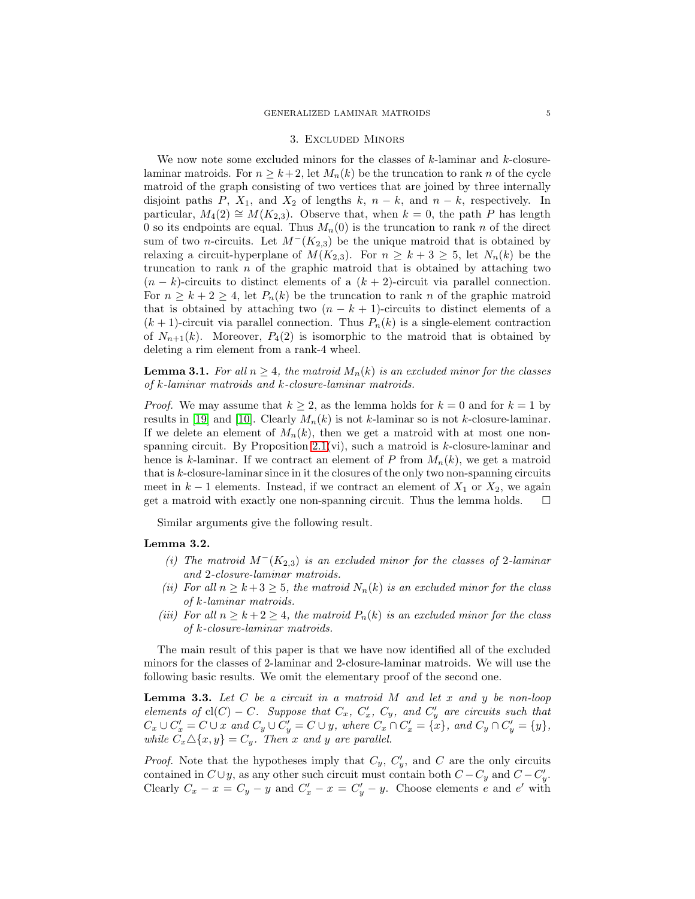## 3. Excluded Minors

We now note some excluded minors for the classes of $k$-laminar and $k$-closure-laminar matroids. For $n \geq k+2$, let $M_n(k)$ be the truncation to rank $n$ of the cycle matroid of the graph consisting of two vertices that are joined by three internally disjoint paths $P$, $X_1$, and $X_2$ of lengths $k$, $n-k$, and $n-k$, respectively. In particular, $M_4(2) \cong M(K_{2,3})$. Observe that, when $k = 0$, the path $P$ has length 0 so its endpoints are equal. Thus $M_n(0)$ is the truncation to rank $n$ of the direct sum of two $n$-circuits. Let $M^-(K_{2,3})$ be the unique matroid that is obtained by relaxing a circuit-hyperplane of $M(K_{2,3})$. For $n \geq k+3 \geq 5$, let $N_n(k)$ be the truncation to rank $n$ of the graphic matroid that is obtained by attaching two $(n-k)$-circuits to distinct elements of a $(k+2)$-circuit via parallel connection. For $n \geq k+2 \geq 4$, let $P_n(k)$ be the truncation to rank $n$ of the graphic matroid that is obtained by attaching two $(n-k+1)$-circuits to distinct elements of a $(k+1)$-circuit via parallel connection. Thus $P_n(k)$ is a single-element contraction of $N_{n+1}(k)$. Moreover, $P_4(2)$ is isomorphic to the matroid that is obtained by deleting a rim element from a rank-4 wheel.

**Lemma 3.1.** *For all $n \geq 4$, the matroid $M_n(k)$ is an excluded minor for the classes of $k$-laminar matroids and $k$-closure-laminar matroids.*

*Proof.* We may assume that $k \geq 2$, as the lemma holds for $k = 0$ and for $k = 1$ by results in [19] and [10]. Clearly $M_n(k)$ is not $k$-laminar so is not $k$-closure-laminar. If we delete an element of $M_n(k)$, then we get a matroid with at most one non-spanning circuit. By Proposition 2.1(vi), such a matroid is $k$-closure-laminar and hence is $k$-laminar. If we contract an element of $P$ from $M_n(k)$, we get a matroid that is $k$-closure-laminar since in it the closures of the only two non-spanning circuits meet in $k-1$ elements. Instead, if we contract an element of $X_1$ or $X_2$, we again get a matroid with exactly one non-spanning circuit. Thus the lemma holds. $\square$

Similar arguments give the following result.

**Lemma 3.2.**

*(i) The matroid $M^-(K_{2,3})$ is an excluded minor for the classes of 2-laminar and 2-closure-laminar matroids.*

*(ii) For all $n \geq k+3 \geq 5$, the matroid $N_n(k)$ is an excluded minor for the class of $k$-laminar matroids.*

*(iii) For all $n \geq k+2 \geq 4$, the matroid $P_n(k)$ is an excluded minor for the class of $k$-closure-laminar matroids.*

The main result of this paper is that we have now identified all of the excluded minors for the classes of 2-laminar and 2-closure-laminar matroids. We will use the following basic results. We omit the elementary proof of the second one.

**Lemma 3.3.** *Let $C$ be a circuit in a matroid $M$ and let $x$ and $y$ be non-loop elements of $\text{cl}(C) - C$. Suppose that $C_x$, $C'_x$, $C_y$, and $C'_y$ are circuits such that $C_x \cup C'_x = C \cup x$ and $C_y \cup C'_y = C \cup y$, where $C_x \cap C'_x = \{x\}$, and $C_y \cap C'_y = \{y\}$, while $C_x \triangle \{x, y\} = C_y$. Then $x$ and $y$ are parallel.*

*Proof.* Note that the hypotheses imply that $C_y$, $C'_y$, and $C$ are the only circuits contained in $C \cup y$, as any other such circuit must contain both $C - C_y$ and $C - C'_y$. Clearly $C_x - x = C_y - y$ and $C'_x - x = C'_y - y$. Choose elements $e$ and $e'$ with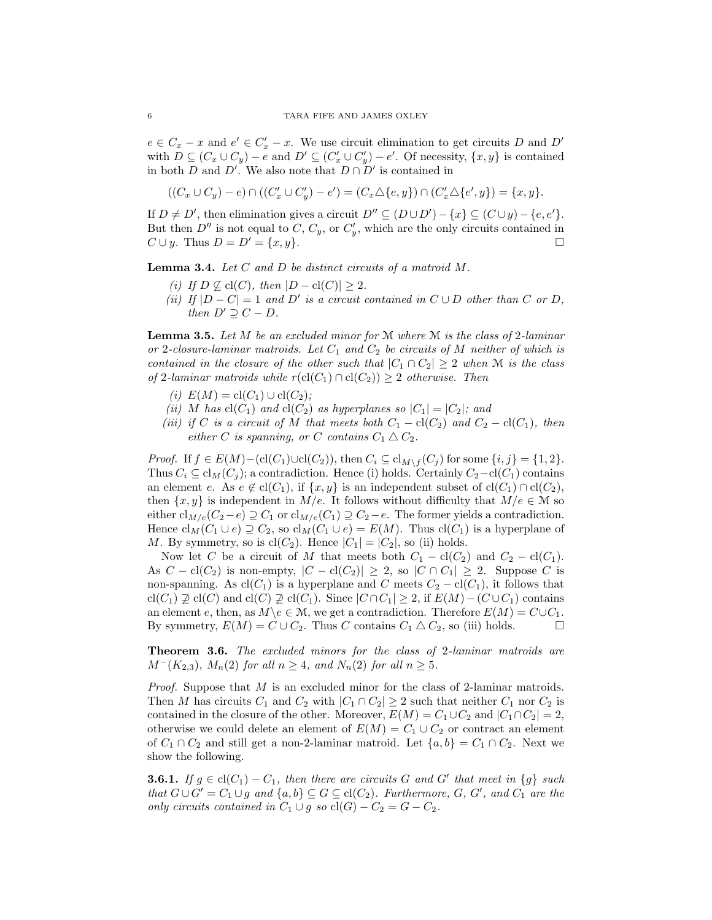$e \in C_x - x$ and $e' \in C'_x - x$. We use circuit elimination to get circuits $D$ and $D'$ with $D \subseteq (C_x \cup C_y) - e$ and $D' \subseteq (C'_x \cup C'_y) - e'$. Of necessity, $\{x, y\}$ is contained in both $D$ and $D'$. We also note that $D \cap D'$ is contained in

$$((C_x \cup C_y) - e) \cap ((C'_x \cup C'_y) - e') = (C_x \triangle \{e, y\}) \cap (C'_x \triangle \{e', y\}) = \{x, y\}.$$

If $D \neq D'$, then elimination gives a circuit $D'' \subseteq (D \cup D') - \{x\} \subseteq (C \cup y) - \{e, e'\}$. But then $D''$ is not equal to $C$, $C_y$, or $C'_y$, which are the only circuits contained in $C \cup y$. Thus $D = D' = \{x, y\}$. $\square$

**Lemma 3.4.** *Let $C$ and $D$ be distinct circuits of a matroid $M$.*

*(i) If $D \not\subseteq \mathrm{cl}(C)$, then $|D - \mathrm{cl}(C)| \geq 2$.*

*(ii) If $|D - C| = 1$ and $D'$ is a circuit contained in $C \cup D$ other than $C$ or $D$, then $D' \supseteq C - D$.*

**Lemma 3.5.** *Let $M$ be an excluded minor for $\mathcal{M}$ where $\mathcal{M}$ is the class of 2-laminar or 2-closure-laminar matroids. Let $C_1$ and $C_2$ be circuits of $M$ neither of which is contained in the closure of the other such that $|C_1 \cap C_2| \geq 2$ when $\mathcal{M}$ is the class of 2-laminar matroids while $r(\mathrm{cl}(C_1) \cap \mathrm{cl}(C_2)) \geq 2$ otherwise. Then*

*(i) $E(M) = \mathrm{cl}(C_1) \cup \mathrm{cl}(C_2)$;*

*(ii) $M$ has $\mathrm{cl}(C_1)$ and $\mathrm{cl}(C_2)$ as hyperplanes so $|C_1| = |C_2|$; and*

*(iii) if $C$ is a circuit of $M$ that meets both $C_1 - \mathrm{cl}(C_2)$ and $C_2 - \mathrm{cl}(C_1)$, then either $C$ is spanning, or $C$ contains $C_1 \triangle C_2$.*

*Proof.* If $f \in E(M) - (\mathrm{cl}(C_1) \cup \mathrm{cl}(C_2))$, then $C_i \subseteq \mathrm{cl}_{M \backslash f}(C_j)$ for some $\{i, j\} = \{1, 2\}$. Thus $C_i \subseteq \mathrm{cl}_M(C_j)$; a contradiction. Hence (i) holds. Certainly $C_2 - \mathrm{cl}(C_1)$ contains an element $e$. As $e \notin \mathrm{cl}(C_1)$, if $\{x, y\}$ is an independent subset of $\mathrm{cl}(C_1) \cap \mathrm{cl}(C_2)$, then $\{x, y\}$ is independent in $M/e$. It follows without difficulty that $M/e \in \mathcal{M}$ so either $\mathrm{cl}_{M/e}(C_2 - e) \supseteq C_1$ or $\mathrm{cl}_{M/e}(C_1) \supseteq C_2 - e$. The former yields a contradiction. Hence $\mathrm{cl}_M(C_1 \cup e) \supseteq C_2$, so $\mathrm{cl}_M(C_1 \cup e) = E(M)$. Thus $\mathrm{cl}(C_1)$ is a hyperplane of $M$. By symmetry, so is $\mathrm{cl}(C_2)$. Hence $|C_1| = |C_2|$, so (ii) holds.

Now let $C$ be a circuit of $M$ that meets both $C_1 - \mathrm{cl}(C_2)$ and $C_2 - \mathrm{cl}(C_1)$. As $C - \mathrm{cl}(C_2)$ is non-empty, $|C - \mathrm{cl}(C_2)| \geq 2$, so $|C \cap C_1| \geq 2$. Suppose $C$ is non-spanning. As $\mathrm{cl}(C_1)$ is a hyperplane and $C$ meets $C_2 - \mathrm{cl}(C_1)$, it follows that $\mathrm{cl}(C_1) \not\supseteq \mathrm{cl}(C)$ and $\mathrm{cl}(C) \not\supseteq \mathrm{cl}(C_1)$. Since $|C \cap C_1| \geq 2$, if $E(M) - (C \cup C_1)$ contains an element $e$, then, as $M \backslash e \in \mathcal{M}$, we get a contradiction. Therefore $E(M) = C \cup C_1$. By symmetry, $E(M) = C \cup C_2$. Thus $C$ contains $C_1 \triangle C_2$, so (iii) holds. $\square$

**Theorem 3.6.** *The excluded minors for the class of 2-laminar matroids are $M^-(K_{2,3})$, $M_n(2)$ for all $n \geq 4$, and $N_n(2)$ for all $n \geq 5$.*

*Proof.* Suppose that $M$ is an excluded minor for the class of 2-laminar matroids. Then $M$ has circuits $C_1$ and $C_2$ with $|C_1 \cap C_2| \geq 2$ such that neither $C_1$ nor $C_2$ is contained in the closure of the other. Moreover, $E(M) = C_1 \cup C_2$ and $|C_1 \cap C_2| = 2$, otherwise we could delete an element of $E(M) = C_1 \cup C_2$ or contract an element of $C_1 \cap C_2$ and still get a non-2-laminar matroid. Let $\{a, b\} = C_1 \cap C_2$. Next we show the following.

**3.6.1.** *If $g \in \mathrm{cl}(C_1) - C_1$, then there are circuits $G$ and $G'$ that meet in $\{g\}$ such that $G \cup G' = C_1 \cup g$ and $\{a, b\} \subseteq G \subseteq \mathrm{cl}(C_2)$. Furthermore, $G$, $G'$, and $C_1$ are the only circuits contained in $C_1 \cup g$ so $\mathrm{cl}(G) - C_2 = G - C_2$.*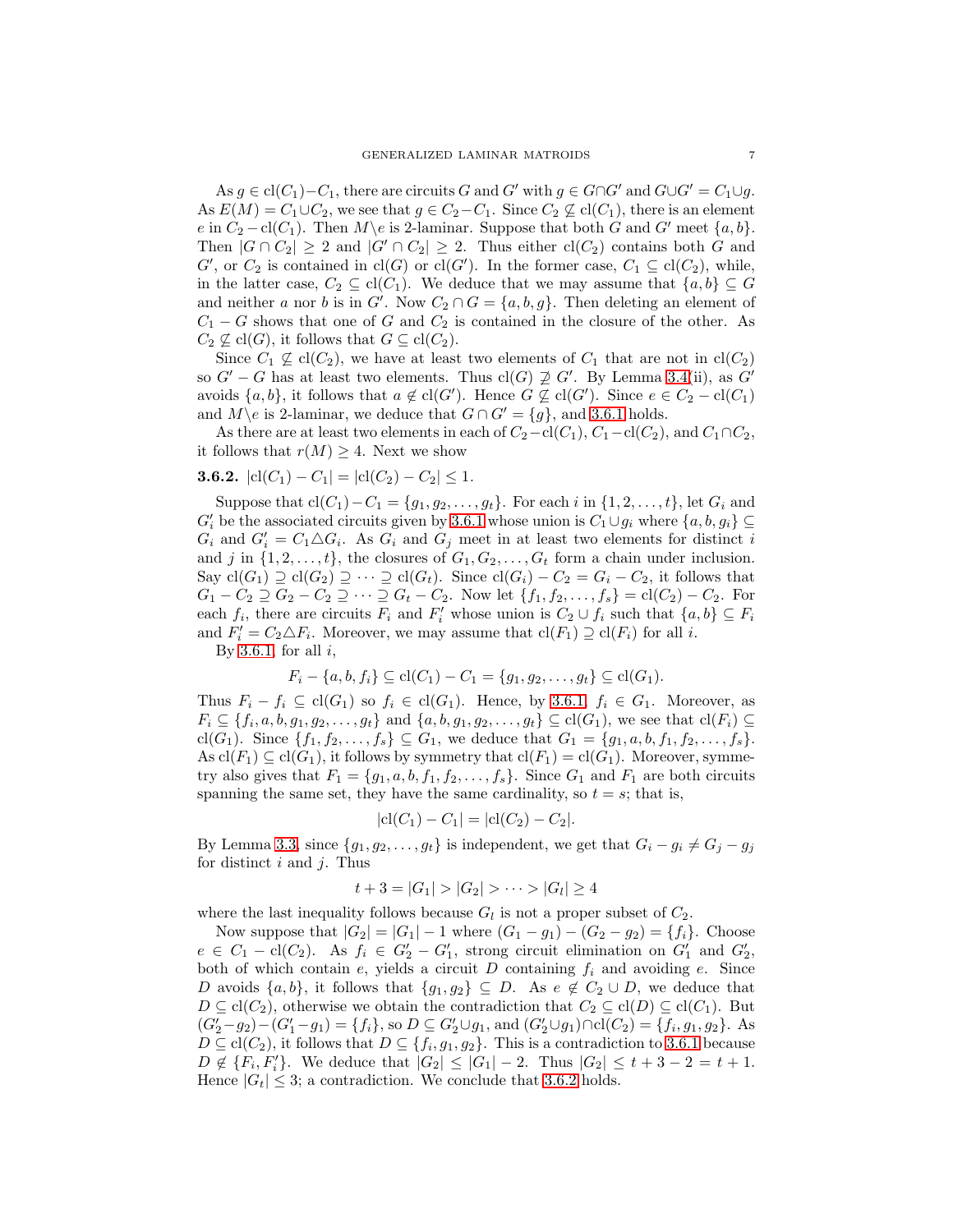As $g \in \text{cl}(C_1) - C_1$, there are circuits $G$ and $G'$ with $g \in G \cap G'$ and $G \cup G' = C_1 \cup g$. As $E(M) = C_1 \cup C_2$, we see that $g \in C_2 - C_1$. Since $C_2 \not\subseteq \text{cl}(C_1)$, there is an element $e$ in $C_2 - \text{cl}(C_1)$. Then $M \backslash e$ is 2-laminar. Suppose that both $G$ and $G'$ meet $\{a, b\}$. Then $|G \cap C_2| \geq 2$ and $|G' \cap C_2| \geq 2$. Thus either $\text{cl}(C_2)$ contains both $G$ and $G'$, or $C_2$ is contained in $\text{cl}(G)$ or $\text{cl}(G')$. In the former case, $C_1 \subseteq \text{cl}(C_2)$, while, in the latter case, $C_2 \subseteq \text{cl}(C_1)$. We deduce that we may assume that $\{a, b\} \subseteq G$ and neither $a$ nor $b$ is in $G'$. Now $C_2 \cap G = \{a, b, g\}$. Then deleting an element of $C_1 - G$ shows that one of $G$ and $C_2$ is contained in the closure of the other. As $C_2 \not\subseteq \text{cl}(G)$, it follows that $G \subseteq \text{cl}(C_2)$.

Since $C_1 \not\subseteq \text{cl}(C_2)$, we have at least two elements of $C_1$ that are not in $\text{cl}(C_2)$ so $G' - G$ has at least two elements. Thus $\text{cl}(G) \not\supseteq G'$. By Lemma 3.4(ii), as $G'$ avoids $\{a, b\}$, it follows that $a \notin \text{cl}(G')$. Hence $G \not\subseteq \text{cl}(G')$. Since $e \in C_2 - \text{cl}(C_1)$ and $M \backslash e$ is 2-laminar, we deduce that $G \cap G' = \{g\}$, and 3.6.1 holds.

As there are at least two elements in each of $C_2 - \text{cl}(C_1)$, $C_1 - \text{cl}(C_2)$, and $C_1 \cap C_2$, it follows that $r(M) \geq 4$. Next we show

**3.6.2.** $|\text{cl}(C_1) - C_1| = |\text{cl}(C_2) - C_2| \leq 1$.

Suppose that $\text{cl}(C_1) - C_1 = \{g_1, g_2, \ldots, g_t\}$. For each $i$ in $\{1, 2, \ldots, t\}$, let $G_i$ and $G'_i$ be the associated circuits given by 3.6.1 whose union is $C_1 \cup g_i$ where $\{a, b, g_i\} \subseteq G_i$ and $G'_i = C_1 \triangle G_i$. As $G_i$ and $G_j$ meet in at least two elements for distinct $i$ and $j$ in $\{1, 2, \ldots, t\}$, the closures of $G_1, G_2, \ldots, G_t$ form a chain under inclusion. Say $\text{cl}(G_1) \supseteq \text{cl}(G_2) \supseteq \cdots \supseteq \text{cl}(G_t)$. Since $\text{cl}(G_i) - C_2 = G_i - C_2$, it follows that $G_1 - C_2 \supseteq G_2 - C_2 \supseteq \cdots \supseteq G_t - C_2$. Now let $\{f_1, f_2, \ldots, f_s\} = \text{cl}(C_2) - C_2$. For each $f_i$, there are circuits $F_i$ and $F'_i$ whose union is $C_2 \cup f_i$ such that $\{a, b\} \subseteq F_i$ and $F'_i = C_2 \triangle F_i$. Moreover, we may assume that $\text{cl}(F_1) \supseteq \text{cl}(F_i)$ for all $i$.

By 3.6.1, for all $i$,

$$F_i - \{a, b, f_i\} \subseteq \text{cl}(C_1) - C_1 = \{g_1, g_2, \ldots, g_t\} \subseteq \text{cl}(G_1).$$

Thus $F_i - f_i \subseteq \text{cl}(G_1)$ so $f_i \in \text{cl}(G_1)$. Hence, by 3.6.1, $f_i \in G_1$. Moreover, as $F_i \subseteq \{f_i, a, b, g_1, g_2, \ldots, g_t\}$ and $\{a, b, g_1, g_2, \ldots, g_t\} \subseteq \text{cl}(G_1)$, we see that $\text{cl}(F_i) \subseteq \text{cl}(G_1)$. Since $\{f_1, f_2, \ldots, f_s\} \subseteq G_1$, we deduce that $G_1 = \{g_1, a, b, f_1, f_2, \ldots, f_s\}$. As $\text{cl}(F_1) \subseteq \text{cl}(G_1)$, it follows by symmetry that $\text{cl}(F_1) = \text{cl}(G_1)$. Moreover, symmetry also gives that $F_1 = \{g_1, a, b, f_1, f_2, \ldots, f_s\}$. Since $G_1$ and $F_1$ are both circuits spanning the same set, they have the same cardinality, so $t = s$; that is,

$$|\text{cl}(C_1) - C_1| = |\text{cl}(C_2) - C_2|.$$

By Lemma 3.3, since $\{g_1, g_2, \ldots, g_t\}$ is independent, we get that $G_i - g_i \neq G_j - g_j$ for distinct $i$ and $j$. Thus

$$t + 3 = |G_1| > |G_2| > \cdots > |G_l| \geq 4$$

where the last inequality follows because $G_l$ is not a proper subset of $C_2$.

Now suppose that $|G_2| = |G_1| - 1$ where $(G_1 - g_1) - (G_2 - g_2) = \{f_i\}$. Choose $e \in C_1 - \text{cl}(C_2)$. As $f_i \in G'_2 - G'_1$, strong circuit elimination on $G'_1$ and $G'_2$, both of which contain $e$, yields a circuit $D$ containing $f_i$ and avoiding $e$. Since $D$ avoids $\{a, b\}$, it follows that $\{g_1, g_2\} \subseteq D$. As $e \notin C_2 \cup D$, we deduce that $D \subseteq \text{cl}(C_2)$, otherwise we obtain the contradiction that $C_2 \subseteq \text{cl}(D) \subseteq \text{cl}(C_1)$. But $(G'_2 - g_2) - (G'_1 - g_1) = \{f_i\}$, so $D \subseteq G'_2 \cup g_1$, and $(G'_2 \cup g_1) \cap \text{cl}(C_2) = \{f_i, g_1, g_2\}$. As $D \subseteq \text{cl}(C_2)$, it follows that $D \subseteq \{f_i, g_1, g_2\}$. This is a contradiction to 3.6.1 because $D \notin \{F_i, F'_i\}$. We deduce that $|G_2| \leq |G_1| - 2$. Thus $|G_2| \leq t + 3 - 2 = t + 1$. Hence $|G_t| \leq 3$; a contradiction. We conclude that 3.6.2 holds.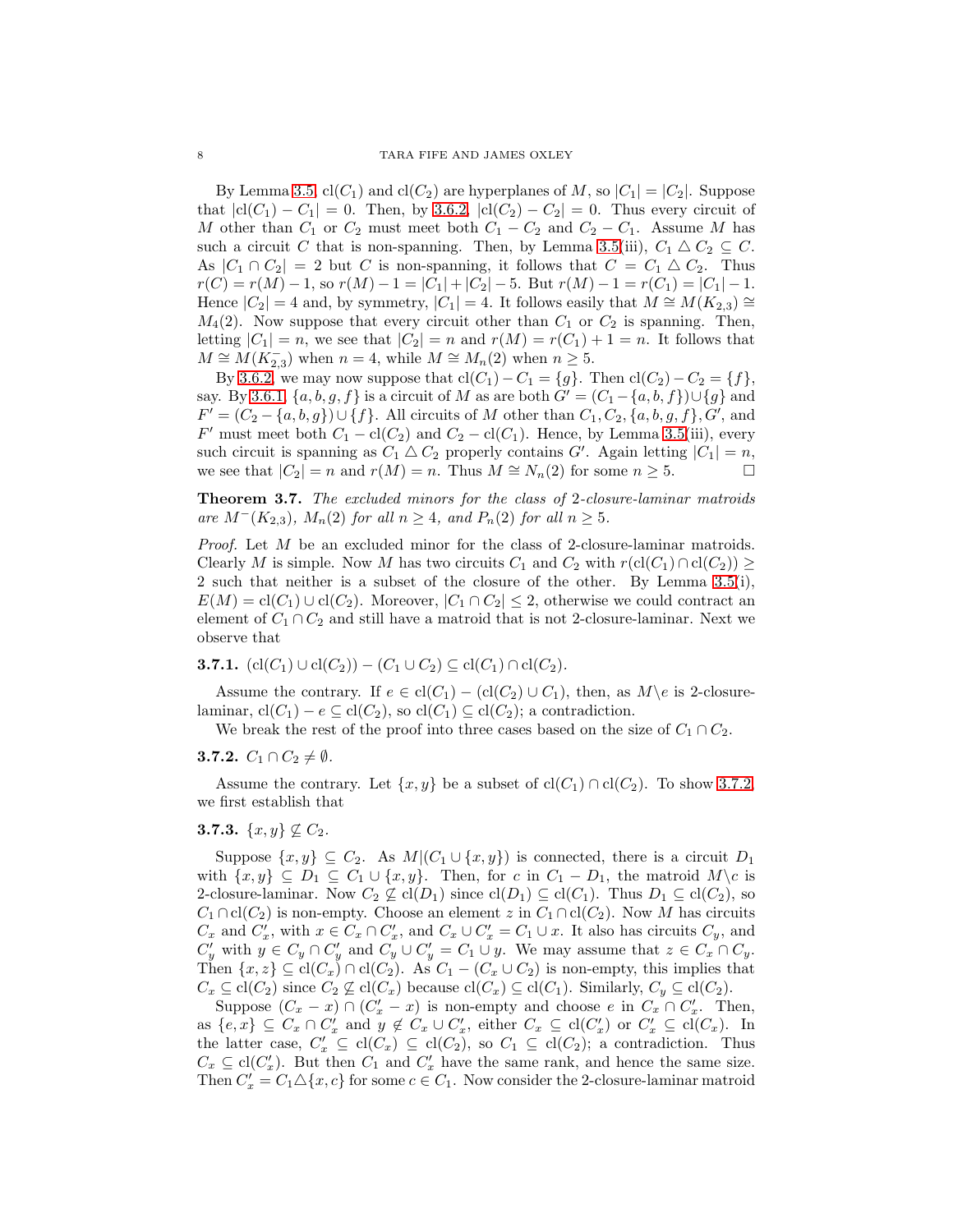By Lemma 3.5, $\mathrm{cl}(C_1)$ and $\mathrm{cl}(C_2)$ are hyperplanes of $M$, so $|C_1| = |C_2|$. Suppose that $|\mathrm{cl}(C_1) - C_1| = 0$. Then, by 3.6.2, $|\mathrm{cl}(C_2) - C_2| = 0$. Thus every circuit of $M$ other than $C_1$ or $C_2$ must meet both $C_1 - C_2$ and $C_2 - C_1$. Assume $M$ has such a circuit $C$ that is non-spanning. Then, by Lemma 3.5(iii), $C_1 \triangle C_2 \subseteq C$. As $|C_1 \cap C_2| = 2$ but $C$ is non-spanning, it follows that $C = C_1 \triangle C_2$. Thus $r(C) = r(M) - 1$, so $r(M) - 1 = |C_1| + |C_2| - 5$. But $r(M) - 1 = r(C_1) = |C_1| - 1$. Hence $|C_2| = 4$ and, by symmetry, $|C_1| = 4$. It follows easily that $M \cong M(K_{2,3}) \cong M_4(2)$. Now suppose that every circuit other than $C_1$ or $C_2$ is spanning. Then, letting $|C_1| = n$, we see that $|C_2| = n$ and $r(M) = r(C_1) + 1 = n$. It follows that $M \cong M(K_{2,3}^-)$ when $n = 4$, while $M \cong M_n(2)$ when $n \geq 5$.

By 3.6.2, we may now suppose that $\mathrm{cl}(C_1) - C_1 = \{g\}$. Then $\mathrm{cl}(C_2) - C_2 = \{f\}$, say. By 3.6.1, $\{a, b, g, f\}$ is a circuit of $M$ as are both $G' = (C_1 - \{a, b, f\}) \cup \{g\}$ and $F' = (C_2 - \{a, b, g\}) \cup \{f\}$. All circuits of $M$ other than $C_1, C_2, \{a, b, g, f\}, G'$, and $F'$ must meet both $C_1 - \mathrm{cl}(C_2)$ and $C_2 - \mathrm{cl}(C_1)$. Hence, by Lemma 3.5(iii), every such circuit is spanning as $C_1 \triangle C_2$ properly contains $G'$. Again letting $|C_1| = n$, we see that $|C_2| = n$ and $r(M) = n$. Thus $M \cong N_n(2)$ for some $n \geq 5$. $\square$

**Theorem 3.7.** *The excluded minors for the class of 2-closure-laminar matroids are $M^-(K_{2,3})$, $M_n(2)$ for all $n \geq 4$, and $P_n(2)$ for all $n \geq 5$.*

*Proof.* Let $M$ be an excluded minor for the class of 2-closure-laminar matroids. Clearly $M$ is simple. Now $M$ has two circuits $C_1$ and $C_2$ with $r(\mathrm{cl}(C_1) \cap \mathrm{cl}(C_2)) \geq 2$ such that neither is a subset of the closure of the other. By Lemma 3.5(i), $E(M) = \mathrm{cl}(C_1) \cup \mathrm{cl}(C_2)$. Moreover, $|C_1 \cap C_2| \leq 2$, otherwise we could contract an element of $C_1 \cap C_2$ and still have a matroid that is not 2-closure-laminar. Next we observe that

**3.7.1.** $(\mathrm{cl}(C_1) \cup \mathrm{cl}(C_2)) - (C_1 \cup C_2) \subseteq \mathrm{cl}(C_1) \cap \mathrm{cl}(C_2)$.

Assume the contrary. If $e \in \mathrm{cl}(C_1) - (\mathrm{cl}(C_2) \cup C_1)$, then, as $M \backslash e$ is 2-closure-laminar, $\mathrm{cl}(C_1) - e \subseteq \mathrm{cl}(C_2)$, so $\mathrm{cl}(C_1) \subseteq \mathrm{cl}(C_2)$; a contradiction.

We break the rest of the proof into three cases based on the size of $C_1 \cap C_2$.

**3.7.2.** $C_1 \cap C_2 \neq \emptyset$.

Assume the contrary. Let $\{x, y\}$ be a subset of $\mathrm{cl}(C_1) \cap \mathrm{cl}(C_2)$. To show 3.7.2, we first establish that

**3.7.3.** $\{x, y\} \not\subseteq C_2$.

Suppose $\{x, y\} \subseteq C_2$. As $M|(C_1 \cup \{x, y\})$ is connected, there is a circuit $D_1$ with $\{x, y\} \subseteq D_1 \subseteq C_1 \cup \{x, y\}$. Then, for $c$ in $C_1 - D_1$, the matroid $M \backslash c$ is 2-closure-laminar. Now $C_2 \not\subseteq \mathrm{cl}(D_1)$ since $\mathrm{cl}(D_1) \subseteq \mathrm{cl}(C_1)$. Thus $D_1 \subseteq \mathrm{cl}(C_2)$, so $C_1 \cap \mathrm{cl}(C_2)$ is non-empty. Choose an element $z$ in $C_1 \cap \mathrm{cl}(C_2)$. Now $M$ has circuits $C_x$ and $C'_x$, with $x \in C_x \cap C'_x$, and $C_x \cup C'_x = C_1 \cup x$. It also has circuits $C_y$, and $C'_y$ with $y \in C_y \cap C'_y$ and $C_y \cup C'_y = C_1 \cup y$. We may assume that $z \in C_x \cap C_y$. Then $\{x, z\} \subseteq \mathrm{cl}(C_x) \cap \mathrm{cl}(C_2)$. As $C_1 - (C_x \cup C_2)$ is non-empty, this implies that $C_x \subseteq \mathrm{cl}(C_2)$ since $C_2 \not\subseteq \mathrm{cl}(C_x)$ because $\mathrm{cl}(C_x) \subseteq \mathrm{cl}(C_1)$. Similarly, $C_y \subseteq \mathrm{cl}(C_2)$.

Suppose $(C_x - x) \cap (C'_x - x)$ is non-empty and choose $e$ in $C_x \cap C'_x$. Then, as $\{e, x\} \subseteq C_x \cap C'_x$ and $y \notin C_x \cup C'_x$, either $C_x \subseteq \mathrm{cl}(C'_x)$ or $C'_x \subseteq \mathrm{cl}(C_x)$. In the latter case, $C'_x \subseteq \mathrm{cl}(C_x) \subseteq \mathrm{cl}(C_2)$, so $C_1 \subseteq \mathrm{cl}(C_2)$; a contradiction. Thus $C_x \subseteq \mathrm{cl}(C'_x)$. But then $C_1$ and $C'_x$ have the same rank, and hence the same size. Then $C'_x = C_1 \triangle \{x, c\}$ for some $c \in C_1$. Now consider the 2-closure-laminar matroid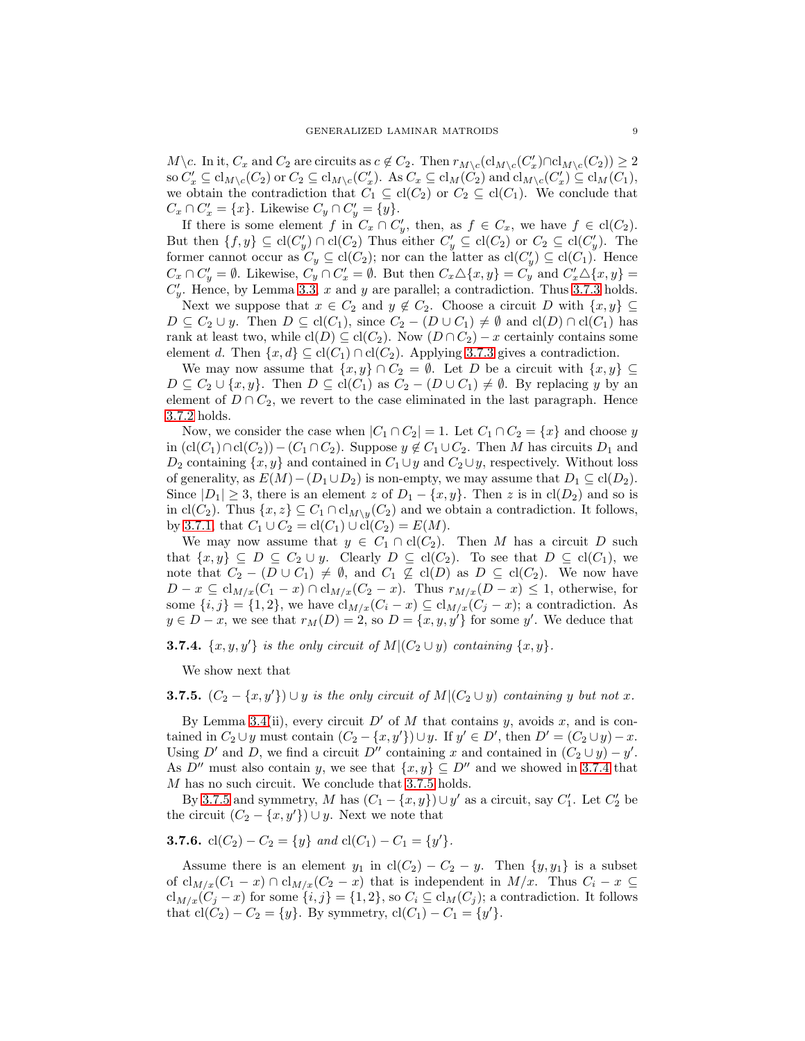$M\backslash c$. In it, $C_x$ and $C_2$ are circuits as $c \notin C_2$. Then $r_{M\backslash c}(\mathrm{cl}_{M\backslash c}(C'_x) \cap \mathrm{cl}_{M\backslash c}(C_2)) \geq 2$ so $C'_x \subseteq \mathrm{cl}_{M\backslash c}(C_2)$ or $C_2 \subseteq \mathrm{cl}_{M\backslash c}(C'_x)$. As $C_x \subseteq \mathrm{cl}_M(C_2)$ and $\mathrm{cl}_{M\backslash c}(C'_x) \subseteq \mathrm{cl}_M(C_1)$, we obtain the contradiction that $C_1 \subseteq \mathrm{cl}(C_2)$ or $C_2 \subseteq \mathrm{cl}(C_1)$. We conclude that $C_x \cap C'_x = \{x\}$. Likewise $C_y \cap C'_y = \{y\}$.

If there is some element $f$ in $C_x \cap C'_y$, then, as $f \in C_x$, we have $f \in \mathrm{cl}(C_2)$. But then $\{f, y\} \subseteq \mathrm{cl}(C'_y) \cap \mathrm{cl}(C_2)$ Thus either $C'_y \subseteq \mathrm{cl}(C_2)$ or $C_2 \subseteq \mathrm{cl}(C'_y)$. The former cannot occur as $C_y \subseteq \mathrm{cl}(C_2)$; nor can the latter as $\mathrm{cl}(C'_y) \subseteq \mathrm{cl}(C_1)$. Hence $C_x \cap C'_y = \emptyset$. Likewise, $C_y \cap C'_x = \emptyset$. But then $C_x \triangle \{x, y\} = C_y$ and $C'_x \triangle \{x, y\} = C'_y$. Hence, by Lemma 3.3, $x$ and $y$ are parallel; a contradiction. Thus 3.7.3 holds.

Next we suppose that $x \in C_2$ and $y \notin C_2$. Choose a circuit $D$ with $\{x, y\} \subseteq D \subseteq C_2 \cup y$. Then $D \subseteq \mathrm{cl}(C_1)$, since $C_2 - (D \cup C_1) \neq \emptyset$ and $\mathrm{cl}(D) \cap \mathrm{cl}(C_1)$ has rank at least two, while $\mathrm{cl}(D) \subseteq \mathrm{cl}(C_2)$. Now $(D \cap C_2) - x$ certainly contains some element $d$. Then $\{x, d\} \subseteq \mathrm{cl}(C_1) \cap \mathrm{cl}(C_2)$. Applying 3.7.3 gives a contradiction.

We may now assume that $\{x, y\} \cap C_2 = \emptyset$. Let $D$ be a circuit with $\{x, y\} \subseteq D \subseteq C_2 \cup \{x, y\}$. Then $D \subseteq \mathrm{cl}(C_1)$ as $C_2 - (D \cup C_1) \neq \emptyset$. By replacing $y$ by an element of $D \cap C_2$, we revert to the case eliminated in the last paragraph. Hence 3.7.2 holds.

Now, we consider the case when $|C_1 \cap C_2| = 1$. Let $C_1 \cap C_2 = \{x\}$ and choose $y$ in $(\mathrm{cl}(C_1) \cap \mathrm{cl}(C_2)) - (C_1 \cap C_2)$. Suppose $y \notin C_1 \cup C_2$. Then $M$ has circuits $D_1$ and $D_2$ containing $\{x, y\}$ and contained in $C_1 \cup y$ and $C_2 \cup y$, respectively. Without loss of generality, as $E(M) - (D_1 \cup D_2)$ is non-empty, we may assume that $D_1 \subseteq \mathrm{cl}(D_2)$. Since $|D_1| \geq 3$, there is an element $z$ of $D_1 - \{x, y\}$. Then $z$ is in $\mathrm{cl}(D_2)$ and so is in $\mathrm{cl}(C_2)$. Thus $\{x, z\} \subseteq C_1 \cap \mathrm{cl}_{M\backslash y}(C_2)$ and we obtain a contradiction. It follows, by 3.7.1, that $C_1 \cup C_2 = \mathrm{cl}(C_1) \cup \mathrm{cl}(C_2) = E(M)$.

We may now assume that $y \in C_1 \cap \mathrm{cl}(C_2)$. Then $M$ has a circuit $D$ such that $\{x, y\} \subseteq D \subseteq C_2 \cup y$. Clearly $D \subseteq \mathrm{cl}(C_2)$. To see that $D \subseteq \mathrm{cl}(C_1)$, we note that $C_2 - (D \cup C_1) \neq \emptyset$, and $C_1 \not\subseteq \mathrm{cl}(D)$ as $D \subseteq \mathrm{cl}(C_2)$. We now have $D - x \subseteq \mathrm{cl}_{M/x}(C_1 - x) \cap \mathrm{cl}_{M/x}(C_2 - x)$. Thus $r_{M/x}(D - x) \leq 1$, otherwise, for some $\{i, j\} = \{1, 2\}$, we have $\mathrm{cl}_{M/x}(C_i - x) \subseteq \mathrm{cl}_{M/x}(C_j - x)$; a contradiction. As $y \in D - x$, we see that $r_M(D) = 2$, so $D = \{x, y, y'\}$ for some $y'$. We deduce that

**3.7.4.** *$\{x, y, y'\}$ is the only circuit of $M|(C_2 \cup y)$ containing $\{x, y\}$.*

We show next that

**3.7.5.** *$(C_2 - \{x, y'\}) \cup y$ is the only circuit of $M|(C_2 \cup y)$ containing $y$ but not $x$.*

By Lemma 3.4(ii), every circuit $D'$ of $M$ that contains $y$, avoids $x$, and is contained in $C_2 \cup y$ must contain $(C_2 - \{x, y'\}) \cup y$. If $y' \in D'$, then $D' = (C_2 \cup y) - x$. Using $D'$ and $D$, we find a circuit $D''$ containing $x$ and contained in $(C_2 \cup y) - y'$. As $D''$ must also contain $y$, we see that $\{x, y\} \subseteq D''$ and we showed in 3.7.4 that $M$ has no such circuit. We conclude that 3.7.5 holds.

By 3.7.5 and symmetry, $M$ has $(C_1 - \{x, y\}) \cup y'$ as a circuit, say $C'_1$. Let $C'_2$ be the circuit $(C_2 - \{x, y'\}) \cup y$. Next we note that

**3.7.6.** $\mathrm{cl}(C_2) - C_2 = \{y\}$ *and* $\mathrm{cl}(C_1) - C_1 = \{y'\}$.

Assume there is an element $y_1$ in $\mathrm{cl}(C_2) - C_2 - y$. Then $\{y, y_1\}$ is a subset of $\mathrm{cl}_{M/x}(C_1 - x) \cap \mathrm{cl}_{M/x}(C_2 - x)$ that is independent in $M/x$. Thus $C_i - x \subseteq \mathrm{cl}_{M/x}(C_j - x)$ for some $\{i, j\} = \{1, 2\}$, so $C_i \subseteq \mathrm{cl}_M(C_j)$; a contradiction. It follows that $\mathrm{cl}(C_2) - C_2 = \{y\}$. By symmetry, $\mathrm{cl}(C_1) - C_1 = \{y'\}$.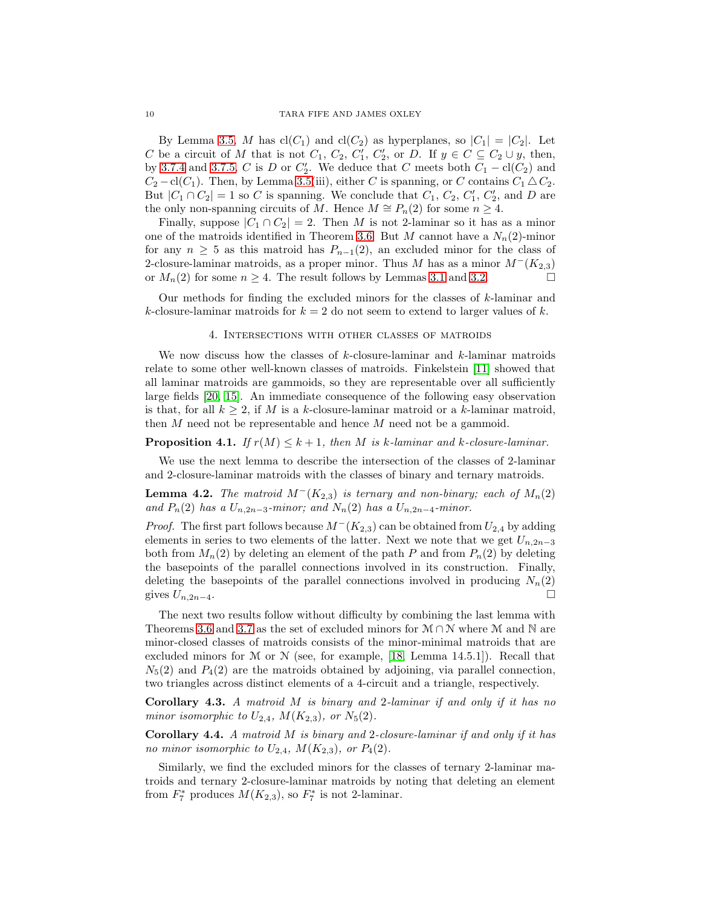By Lemma 3.5, $M$ has $\text{cl}(C_1)$ and $\text{cl}(C_2)$ as hyperplanes, so $|C_1| = |C_2|$. Let $C$ be a circuit of $M$ that is not $C_1$, $C_2$, $C_1'$, $C_2'$, or $D$. If $y \in C \subseteq C_2 \cup y$, then, by 3.7.4 and 3.7.5, $C$ is $D$ or $C_2'$. We deduce that $C$ meets both $C_1 - \text{cl}(C_2)$ and $C_2 - \text{cl}(C_1)$. Then, by Lemma 3.5(iii), either $C$ is spanning, or $C$ contains $C_1 \triangle C_2$. But $|C_1 \cap C_2| = 1$ so $C$ is spanning. We conclude that $C_1$, $C_2$, $C_1'$, $C_2'$, and $D$ are the only non-spanning circuits of $M$. Hence $M \cong P_n(2)$ for some $n \geq 4$.

Finally, suppose $|C_1 \cap C_2| = 2$. Then $M$ is not 2-laminar so it has as a minor one of the matroids identified in Theorem 3.6. But $M$ cannot have a $N_n(2)$-minor for any $n \geq 5$ as this matroid has $P_{n-1}(2)$, an excluded minor for the class of 2-closure-laminar matroids, as a proper minor. Thus $M$ has as a minor $M^-(K_{2,3})$ or $M_n(2)$ for some $n \geq 4$. The result follows by Lemmas 3.1 and 3.2. □

Our methods for finding the excluded minors for the classes of $k$-laminar and $k$-closure-laminar matroids for $k = 2$ do not seem to extend to larger values of $k$.

## 4. Intersections with other classes of matroids

We now discuss how the classes of $k$-closure-laminar and $k$-laminar matroids relate to some other well-known classes of matroids. Finkelstein [11] showed that all laminar matroids are gammoids, so they are representable over all sufficiently large fields [20, 15]. An immediate consequence of the following easy observation is that, for all $k \geq 2$, if $M$ is a $k$-closure-laminar matroid or a $k$-laminar matroid, then $M$ need not be representable and hence $M$ need not be a gammoid.

**Proposition 4.1.** *If $r(M) \leq k + 1$, then $M$ is $k$-laminar and $k$-closure-laminar.*

We use the next lemma to describe the intersection of the classes of 2-laminar and 2-closure-laminar matroids with the classes of binary and ternary matroids.

**Lemma 4.2.** *The matroid $M^-(K_{2,3})$ is ternary and non-binary; each of $M_n(2)$ and $P_n(2)$ has a $U_{n,2n-3}$-minor; and $N_n(2)$ has a $U_{n,2n-4}$-minor.*

*Proof.* The first part follows because $M^-(K_{2,3})$ can be obtained from $U_{2,4}$ by adding elements in series to two elements of the latter. Next we note that we get $U_{n,2n-3}$ both from $M_n(2)$ by deleting an element of the path $P$ and from $P_n(2)$ by deleting the basepoints of the parallel connections involved in its construction. Finally, deleting the basepoints of the parallel connections involved in producing $N_n(2)$ gives $U_{n,2n-4}$. □

The next two results follow without difficulty by combining the last lemma with Theorems 3.6 and 3.7 as the set of excluded minors for $\mathcal{M} \cap \mathcal{N}$ where $\mathcal{M}$ and $\mathcal{N}$ are minor-closed classes of matroids consists of the minor-minimal matroids that are excluded minors for $\mathcal{M}$ or $\mathcal{N}$ (see, for example, [18, Lemma 14.5.1]). Recall that $N_5(2)$ and $P_4(2)$ are the matroids obtained by adjoining, via parallel connection, two triangles across distinct elements of a 4-circuit and a triangle, respectively.

**Corollary 4.3.** *A matroid $M$ is binary and 2-laminar if and only if it has no minor isomorphic to $U_{2,4}$, $M(K_{2,3})$, or $N_5(2)$.*

**Corollary 4.4.** *A matroid $M$ is binary and 2-closure-laminar if and only if it has no minor isomorphic to $U_{2,4}$, $M(K_{2,3})$, or $P_4(2)$.*

Similarly, we find the excluded minors for the classes of ternary 2-laminar matroids and ternary 2-closure-laminar matroids by noting that deleting an element from $F_7^*$ produces $M(K_{2,3})$, so $F_7^*$ is not 2-laminar.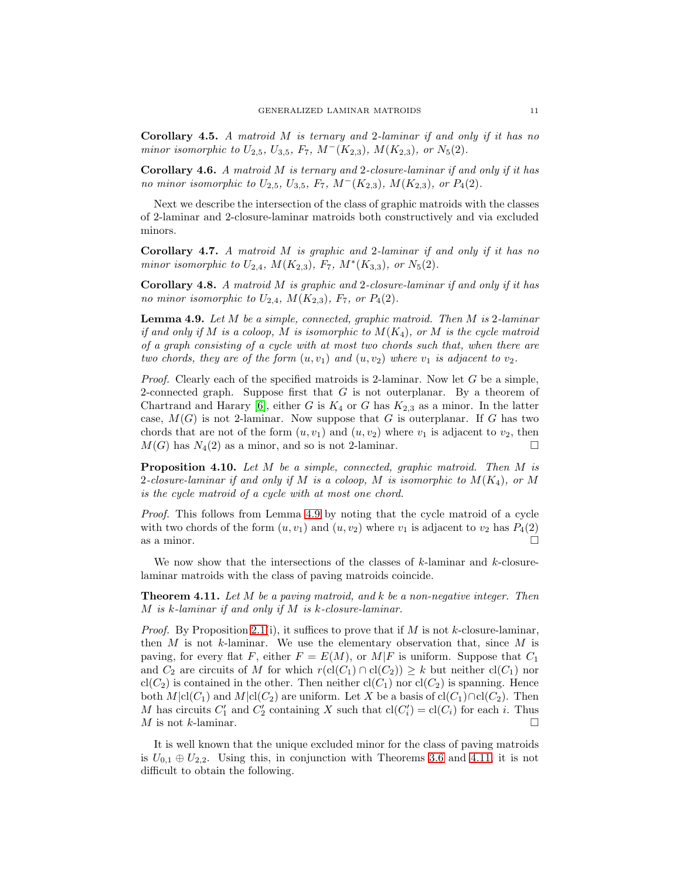**Corollary 4.5.** *A matroid $M$ is ternary and 2-laminar if and only if it has no minor isomorphic to $U_{2,5}$, $U_{3,5}$, $F_7$, $M^-(K_{2,3})$, $M(K_{2,3})$, or $N_5(2)$.*

**Corollary 4.6.** *A matroid $M$ is ternary and 2-closure-laminar if and only if it has no minor isomorphic to $U_{2,5}$, $U_{3,5}$, $F_7$, $M^-(K_{2,3})$, $M(K_{2,3})$, or $P_4(2)$.*

Next we describe the intersection of the class of graphic matroids with the classes of 2-laminar and 2-closure-laminar matroids both constructively and via excluded minors.

**Corollary 4.7.** *A matroid $M$ is graphic and 2-laminar if and only if it has no minor isomorphic to $U_{2,4}$, $M(K_{2,3})$, $F_7$, $M^*(K_{3,3})$, or $N_5(2)$.*

**Corollary 4.8.** *A matroid $M$ is graphic and 2-closure-laminar if and only if it has no minor isomorphic to $U_{2,4}$, $M(K_{2,3})$, $F_7$, or $P_4(2)$.*

**Lemma 4.9.** *Let $M$ be a simple, connected, graphic matroid. Then $M$ is 2-laminar if and only if $M$ is a coloop, $M$ is isomorphic to $M(K_4)$, or $M$ is the cycle matroid of a graph consisting of a cycle with at most two chords such that, when there are two chords, they are of the form $(u, v_1)$ and $(u, v_2)$ where $v_1$ is adjacent to $v_2$.*

*Proof.* Clearly each of the specified matroids is 2-laminar. Now let $G$ be a simple, 2-connected graph. Suppose first that $G$ is not outerplanar. By a theorem of Chartrand and Harary [6], either $G$ is $K_4$ or $G$ has $K_{2,3}$ as a minor. In the latter case, $M(G)$ is not 2-laminar. Now suppose that $G$ is outerplanar. If $G$ has two chords that are not of the form $(u, v_1)$ and $(u, v_2)$ where $v_1$ is adjacent to $v_2$, then $M(G)$ has $N_4(2)$ as a minor, and so is not 2-laminar. □

**Proposition 4.10.** *Let $M$ be a simple, connected, graphic matroid. Then $M$ is 2-closure-laminar if and only if $M$ is a coloop, $M$ is isomorphic to $M(K_4)$, or $M$ is the cycle matroid of a cycle with at most one chord.*

*Proof.* This follows from Lemma 4.9 by noting that the cycle matroid of a cycle with two chords of the form $(u, v_1)$ and $(u, v_2)$ where $v_1$ is adjacent to $v_2$ has $P_4(2)$ as a minor. □

We now show that the intersections of the classes of $k$-laminar and $k$-closure-laminar matroids with the class of paving matroids coincide.

**Theorem 4.11.** *Let $M$ be a paving matroid, and $k$ be a non-negative integer. Then $M$ is $k$-laminar if and only if $M$ is $k$-closure-laminar.*

*Proof.* By Proposition 2.1(i), it suffices to prove that if $M$ is not $k$-closure-laminar, then $M$ is not $k$-laminar. We use the elementary observation that, since $M$ is paving, for every flat $F$, either $F = E(M)$, or $M|F$ is uniform. Suppose that $C_1$ and $C_2$ are circuits of $M$ for which $r(\text{cl}(C_1) \cap \text{cl}(C_2)) \geq k$ but neither $\text{cl}(C_1)$ nor $\text{cl}(C_2)$ is contained in the other. Then neither $\text{cl}(C_1)$ nor $\text{cl}(C_2)$ is spanning. Hence both $M|\text{cl}(C_1)$ and $M|\text{cl}(C_2)$ are uniform. Let $X$ be a basis of $\text{cl}(C_1) \cap \text{cl}(C_2)$. Then $M$ has circuits $C_1'$ and $C_2'$ containing $X$ such that $\text{cl}(C_i') = \text{cl}(C_i)$ for each $i$. Thus $M$ is not $k$-laminar. □

It is well known that the unique excluded minor for the class of paving matroids is $U_{0,1} \oplus U_{2,2}$. Using this, in conjunction with Theorems 3.6 and 4.11, it is not difficult to obtain the following.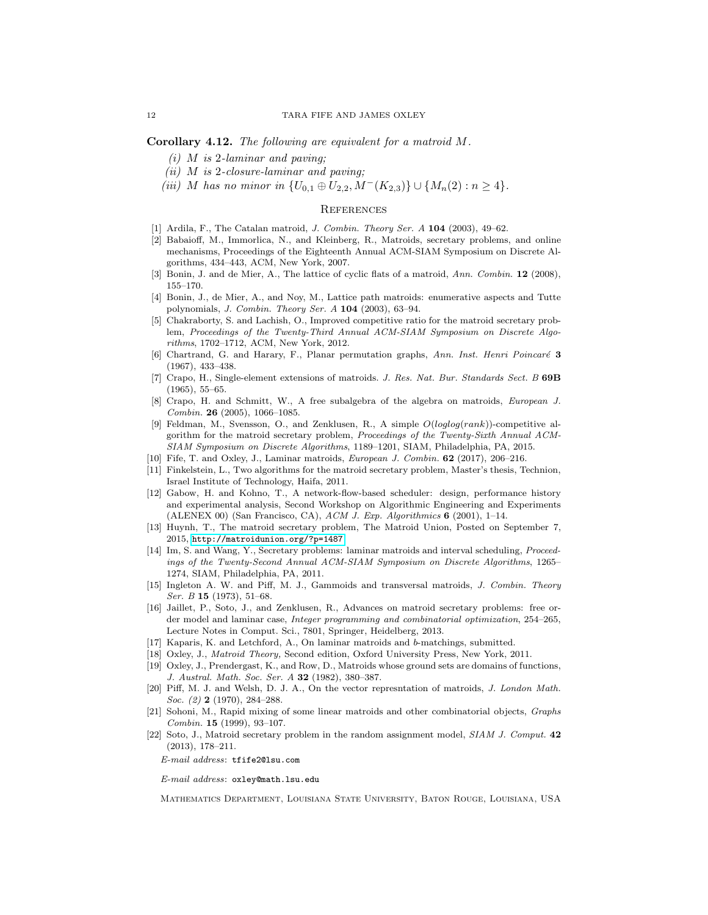**Corollary 4.12.** *The following are equivalent for a matroid $M$.*

*(i) $M$ is 2-laminar and paving;*
*(ii) $M$ is 2-closure-laminar and paving;*
*(iii) $M$ has no minor in $\{U_{0,1} \oplus U_{2,2}, M^{-}(K_{2,3})\} \cup \{M_n(2) : n \geq 4\}$.*

## References

[1] Ardila, F., The Catalan matroid, *J. Combin. Theory Ser. A* **104** (2003), 49–62.

[2] Babaioff, M., Immorlica, N., and Kleinberg, R., Matroids, secretary problems, and online mechanisms, Proceedings of the Eighteenth Annual ACM-SIAM Symposium on Discrete Algorithms, 434–443, ACM, New York, 2007.

[3] Bonin, J. and de Mier, A., The lattice of cyclic flats of a matroid, *Ann. Combin.* **12** (2008), 155–170.

[4] Bonin, J., de Mier, A., and Noy, M., Lattice path matroids: enumerative aspects and Tutte polynomials, *J. Combin. Theory Ser. A* **104** (2003), 63–94.

[5] Chakraborty, S. and Lachish, O., Improved competitive ratio for the matroid secretary problem, *Proceedings of the Twenty-Third Annual ACM-SIAM Symposium on Discrete Algorithms*, 1702–1712, ACM, New York, 2012.

[6] Chartrand, G. and Harary, F., Planar permutation graphs, *Ann. Inst. Henri Poincaré* **3** (1967), 433–438.

[7] Crapo, H., Single-element extensions of matroids. *J. Res. Nat. Bur. Standards Sect. B* **69B** (1965), 55–65.

[8] Crapo, H. and Schmitt, W., A free subalgebra of the algebra on matroids, *European J. Combin.* **26** (2005), 1066–1085.

[9] Feldman, M., Svensson, O., and Zenklusen, R., A simple $O(loglog(rank))$-competitive algorithm for the matroid secretary problem, *Proceedings of the Twenty-Sixth Annual ACM-SIAM Symposium on Discrete Algorithms*, 1189–1201, SIAM, Philadelphia, PA, 2015.

[10] Fife, T. and Oxley, J., Laminar matroids, *European J. Combin.* **62** (2017), 206–216.

[11] Finkelstein, L., Two algorithms for the matroid secretary problem, Master's thesis, Technion, Israel Institute of Technology, Haifa, 2011.

[12] Gabow, H. and Kohno, T., A network-flow-based scheduler: design, performance history and experimental analysis, Second Workshop on Algorithmic Engineering and Experiments (ALENEX 00) (San Francisco, CA), *ACM J. Exp. Algorithmics* **6** (2001), 1–14.

[13] Huynh, T., The matroid secretary problem, The Matroid Union, Posted on September 7, 2015, http://matroidunion.org/?p=1487

[14] Im, S. and Wang, Y., Secretary problems: laminar matroids and interval scheduling, *Proceedings of the Twenty-Second Annual ACM-SIAM Symposium on Discrete Algorithms*, 1265–1274, SIAM, Philadelphia, PA, 2011.

[15] Ingleton A. W. and Piff, M. J., Gammoids and transversal matroids, *J. Combin. Theory Ser. B* **15** (1973), 51–68.

[16] Jaillet, P., Soto, J., and Zenklusen, R., Advances on matroid secretary problems: free order model and laminar case, *Integer programming and combinatorial optimization*, 254–265, Lecture Notes in Comput. Sci., 7801, Springer, Heidelberg, 2013.

[17] Kaparis, K. and Letchford, A., On laminar matroids and $b$-matchings, submitted.

[18] Oxley, J., *Matroid Theory*, Second edition, Oxford University Press, New York, 2011.

[19] Oxley, J., Prendergast, K., and Row, D., Matroids whose ground sets are domains of functions, *J. Austral. Math. Soc. Ser. A* **32** (1982), 380–387.

[20] Piff, M. J. and Welsh, D. J. A., On the vector represntation of matroids, *J. London Math. Soc. (2)* **2** (1970), 284–288.

[21] Sohoni, M., Rapid mixing of some linear matroids and other combinatorial objects, *Graphs Combin.* **15** (1999), 93–107.

[22] Soto, J., Matroid secretary problem in the random assignment model, *SIAM J. Comput.* **42** (2013), 178–211.

*E-mail address*: `tfife2@lsu.com`

*E-mail address*: `oxley@math.lsu.edu`

Mathematics Department, Louisiana State University, Baton Rouge, Louisiana, USA